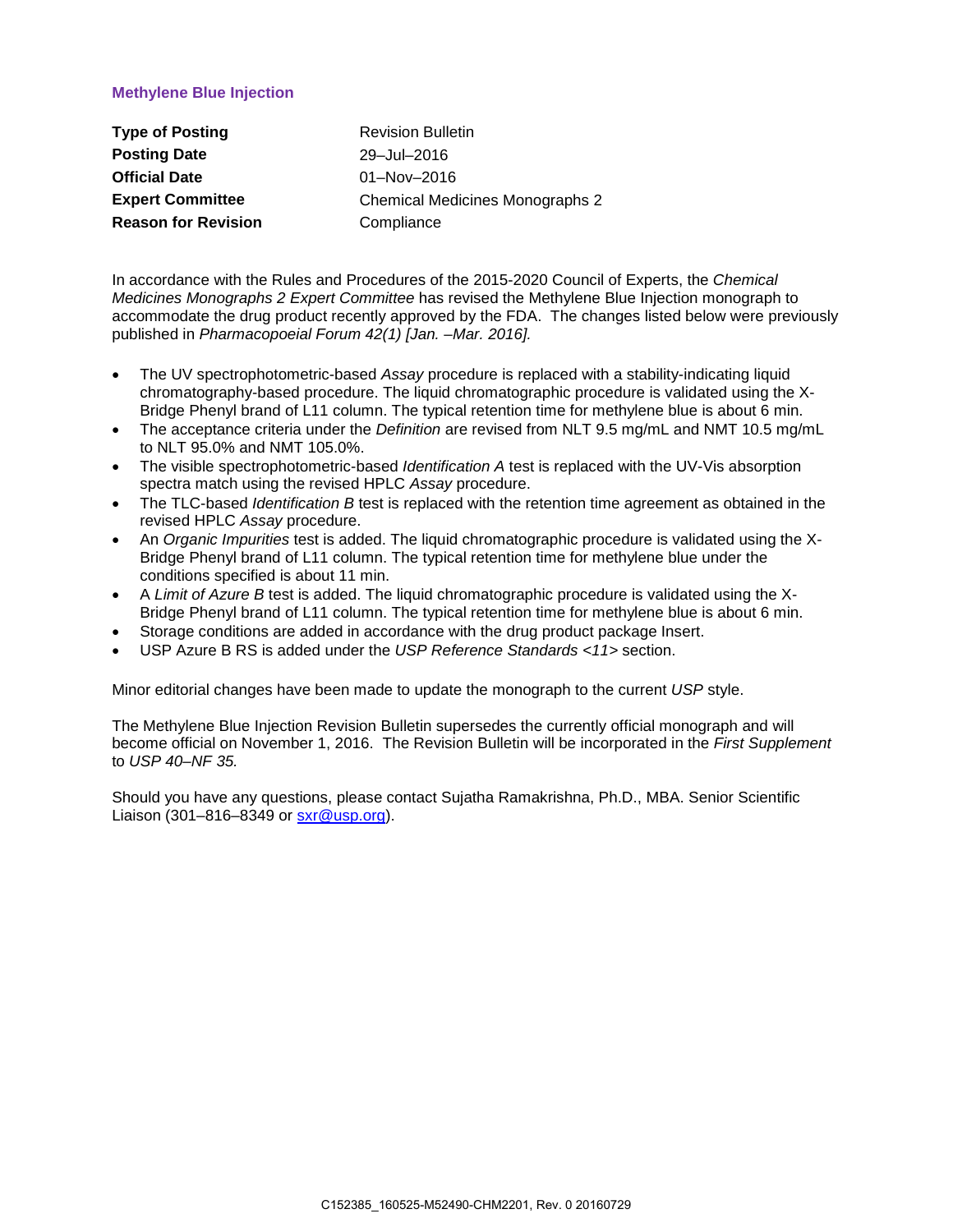## Methylene Blue Injection

| | |
|---|---|
| **Type of Posting** | Revision Bulletin |
| **Posting Date** | 29–Jul–2016 |
| **Official Date** | 01–Nov–2016 |
| **Expert Committee** | Chemical Medicines Monographs 2 |
| **Reason for Revision** | Compliance |

In accordance with the Rules and Procedures of the 2015-2020 Council of Experts, the *Chemical Medicines Monographs 2 Expert Committee* has revised the Methylene Blue Injection monograph to accommodate the drug product recently approved by the FDA. The changes listed below were previously published in *Pharmacopoeial Forum 42(1) [Jan. –Mar. 2016].*

- The UV spectrophotometric-based *Assay* procedure is replaced with a stability-indicating liquid chromatography-based procedure. The liquid chromatographic procedure is validated using the X-Bridge Phenyl brand of L11 column. The typical retention time for methylene blue is about 6 min.
- The acceptance criteria under the *Definition* are revised from NLT 9.5 mg/mL and NMT 10.5 mg/mL to NLT 95.0% and NMT 105.0%.
- The visible spectrophotometric-based *Identification A* test is replaced with the UV-Vis absorption spectra match using the revised HPLC *Assay* procedure.
- The TLC-based *Identification B* test is replaced with the retention time agreement as obtained in the revised HPLC *Assay* procedure.
- An *Organic Impurities* test is added. The liquid chromatographic procedure is validated using the X-Bridge Phenyl brand of L11 column. The typical retention time for methylene blue under the conditions specified is about 11 min.
- A *Limit of Azure B* test is added. The liquid chromatographic procedure is validated using the X-Bridge Phenyl brand of L11 column. The typical retention time for methylene blue is about 6 min.
- Storage conditions are added in accordance with the drug product package Insert.
- USP Azure B RS is added under the *USP Reference Standards <11>* section.

Minor editorial changes have been made to update the monograph to the current *USP* style.

The Methylene Blue Injection Revision Bulletin supersedes the currently official monograph and will become official on November 1, 2016. The Revision Bulletin will be incorporated in the *First Supplement* to *USP 40–NF 35.*

Should you have any questions, please contact Sujatha Ramakrishna, Ph.D., MBA. Senior Scientific Liaison (301–816–8349 or sxr@usp.org).

C152385_160525-M52490-CHM2201, Rev. 0 20160729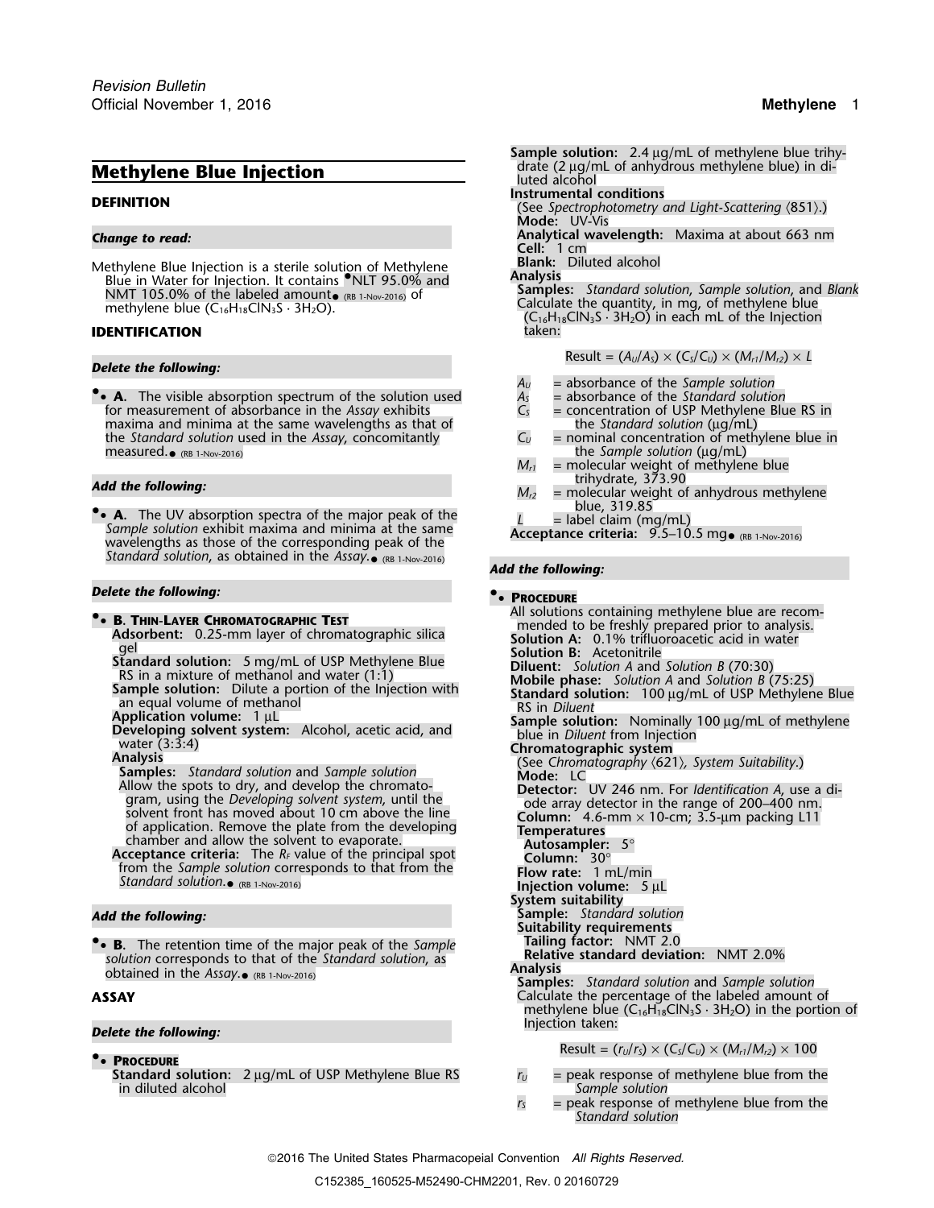# Methylene Blue Injection

## DEFINITION

***Change to read:***

Methylene Blue Injection is a sterile solution of Methylene Blue in Water for Injection. It contains ●NLT 95.0% and NMT 105.0% of the labeled amount● (RB 1-Nov-2016) of methylene blue ($C_{16}H_{18}ClN_3S \cdot 3H_2O$).

## IDENTIFICATION

***Delete the following:***

●• **A.** The visible absorption spectrum of the solution used for measurement of absorbance in the *Assay* exhibits maxima and minima at the same wavelengths as that of the *Standard solution* used in the *Assay*, concomitantly measured.● (RB 1-Nov-2016)

***Add the following:***

●• **A.** The UV absorption spectra of the major peak of the *Sample solution* exhibit maxima and minima at the same wavelengths as those of the corresponding peak of the *Standard solution*, as obtained in the *Assay*.● (RB 1-Nov-2016)

***Delete the following:***

●• **B. Thin-Layer Chromatographic Test**

**Adsorbent:** 0.25-mm layer of chromatographic silica gel

**Standard solution:** 5 mg/mL of USP Methylene Blue RS in a mixture of methanol and water (1:1)

**Sample solution:** Dilute a portion of the Injection with an equal volume of methanol

**Application volume:** 1 µL

**Developing solvent system:** Alcohol, acetic acid, and water (3:3:4)

**Analysis**

**Samples:** *Standard solution* and *Sample solution*

Allow the spots to dry, and develop the chromatogram, using the *Developing solvent system*, until the solvent front has moved about 10 cm above the line of application. Remove the plate from the developing chamber and allow the solvent to evaporate.

**Acceptance criteria:** The $R_F$ value of the principal spot from the *Sample solution* corresponds to that from the *Standard solution*.● (RB 1-Nov-2016)

***Add the following:***

●• **B.** The retention time of the major peak of the *Sample solution* corresponds to that of the *Standard solution*, as obtained in the *Assay*.● (RB 1-Nov-2016)

## ASSAY

***Delete the following:***

●• **Procedure**

**Standard solution:** 2 µg/mL of USP Methylene Blue RS in diluted alcohol

**Sample solution:** 2.4 µg/mL of methylene blue trihydrate (2 µg/mL of anhydrous methylene blue) in diluted alcohol

**Instrumental conditions**

(See *Spectrophotometry and Light-Scattering* ⟨851⟩.)

**Mode:** UV-Vis

**Analytical wavelength:** Maxima at about 663 nm

**Cell:** 1 cm

**Blank:** Diluted alcohol

**Analysis**

**Samples:** *Standard solution*, *Sample solution*, and *Blank*

Calculate the quantity, in mg, of methylene blue ($C_{16}H_{18}ClN_3S \cdot 3H_2O$) in each mL of the Injection taken:

$$\text{Result} = (A_U/A_S) \times (C_S/C_U) \times (M_{r1}/M_{r2}) \times L$$

$A_U$ = absorbance of the *Sample solution*
$A_S$ = absorbance of the *Standard solution*
$C_S$ = concentration of USP Methylene Blue RS in the *Standard solution* (µg/mL)
$C_U$ = nominal concentration of methylene blue in the *Sample solution* (µg/mL)
$M_{r1}$ = molecular weight of methylene blue trihydrate, 373.90
$M_{r2}$ = molecular weight of anhydrous methylene blue, 319.85
$L$ = label claim (mg/mL)

**Acceptance criteria:** 9.5–10.5 mg● (RB 1-Nov-2016)

***Add the following:***

●• **Procedure**

All solutions containing methylene blue are recommended to be freshly prepared prior to analysis.

**Solution A:** 0.1% trifluoroacetic acid in water

**Solution B:** Acetonitrile

**Diluent:** *Solution A* and *Solution B* (70:30)

**Mobile phase:** *Solution A* and *Solution B* (75:25)

**Standard solution:** 100 µg/mL of USP Methylene Blue RS in *Diluent*

**Sample solution:** Nominally 100 µg/mL of methylene blue in *Diluent* from Injection

**Chromatographic system**

(See *Chromatography* ⟨621⟩, *System Suitability*.)

**Mode:** LC

**Detector:** UV 246 nm. For *Identification A*, use a diode array detector in the range of 200–400 nm.

**Column:** 4.6-mm × 10-cm; 3.5-µm packing L11

**Temperatures**

**Autosampler:** 5°

**Column:** 30°

**Flow rate:** 1 mL/min

**Injection volume:** 5 µL

**System suitability**

**Sample:** *Standard solution*

**Suitability requirements**

**Tailing factor:** NMT 2.0

**Relative standard deviation:** NMT 2.0%

**Analysis**

**Samples:** *Standard solution* and *Sample solution*

Calculate the percentage of the labeled amount of methylene blue ($C_{16}H_{18}ClN_3S \cdot 3H_2O$) in the portion of Injection taken:

$$\text{Result} = (r_U/r_S) \times (C_S/C_U) \times (M_{r1}/M_{r2}) \times 100$$

$r_U$ = peak response of methylene blue from the *Sample solution*
$r_S$ = peak response of methylene blue from the *Standard solution*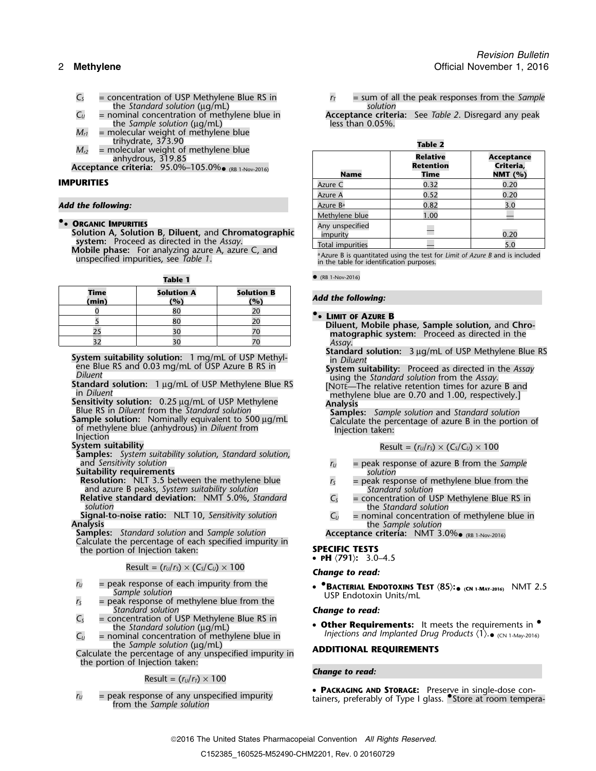- $C_S$ = concentration of USP Methylene Blue RS in the *Standard solution* (µg/mL)
- $C_U$ = nominal concentration of methylene blue in the *Sample solution* (µg/mL)
- $M_{r1}$ = molecular weight of methylene blue trihydrate, 373.90
- $M_{r2}$ = molecular weight of methylene blue anhydrous, 319.85

**Acceptance criteria:** 95.0%–105.0%● (RB 1-Nov-2016)

## IMPURITIES

***Add the following:***

**●• ORGANIC IMPURITIES**

**Solution A, Solution B, Diluent,** and **Chromatographic system:** Proceed as directed in the *Assay*.

**Mobile phase:** For analyzing azure A, azure C, and unspecified impurities, see *Table 1*.

**Table 1**

| Time (min) | Solution A (%) | Solution B (%) |
|---|---|---|
| 0 | 80 | 20 |
| 5 | 80 | 20 |
| 25 | 30 | 70 |
| 32 | 30 | 70 |

**System suitability solution:** 1 mg/mL of USP Methylene Blue RS and 0.03 mg/mL of USP Azure B RS in *Diluent*

**Standard solution:** 1 µg/mL of USP Methylene Blue RS in *Diluent*

**Sensitivity solution:** 0.25 µg/mL of USP Methylene Blue RS in *Diluent* from the *Standard solution*

**Sample solution:** Nominally equivalent to 500 µg/mL of methylene blue (anhydrous) in *Diluent* from Injection

**System suitability**

**Samples:** *System suitability solution*, *Standard solution*, and *Sensitivity solution*

**Suitability requirements**

**Resolution:** NLT 3.5 between the methylene blue and azure B peaks, *System suitability solution*

**Relative standard deviation:** NMT 5.0%, *Standard solution*

**Signal-to-noise ratio:** NLT 10, *Sensitivity solution*

**Analysis**

**Samples:** *Standard solution* and *Sample solution*

Calculate the percentage of each specified impurity in the portion of Injection taken:

$$\text{Result} = (r_U/r_S) \times (C_S/C_U) \times 100$$

- $r_U$ = peak response of each impurity from the *Sample solution*
- $r_S$ = peak response of methylene blue from the *Standard solution*
- $C_S$ = concentration of USP Methylene Blue RS in the *Standard solution* (µg/mL)
- $C_U$ = nominal concentration of methylene blue in the *Sample solution* (µg/mL)

Calculate the percentage of any unspecified impurity in the portion of Injection taken:

$$\text{Result} = (r_U/r_T) \times 100$$

- $r_U$ = peak response of any unspecified impurity from the *Sample solution*
- $r_T$ = sum of all the peak responses from the *Sample solution*

**Acceptance criteria:** See *Table 2*. Disregard any peak less than 0.05%.

**Table 2**

| Name | Relative Retention Time | Acceptance Criteria, NMT (%) |
|---|---|---|
| Azure C | 0.32 | 0.20 |
| Azure A | 0.52 | 0.20 |
| Azure B[a] | 0.82 | 3.0 |
| Methylene blue | 1.00 | — |
| Any unspecified impurity | — | 0.20 |
| Total impurities | — | 5.0 |

[a] Azure B is quantitated using the test for *Limit of Azure B* and is included in the table for identification purposes.

● (RB 1-Nov-2016)

***Add the following:***

**●• LIMIT OF AZURE B**

**Diluent, Mobile phase, Sample solution,** and **Chromatographic system:** Proceed as directed in the *Assay*.

**Standard solution:** 3 µg/mL of USP Methylene Blue RS in *Diluent*

**System suitability:** Proceed as directed in the *Assay* using the *Standard solution* from the *Assay*.

[NOTE—The relative retention times for azure B and methylene blue are 0.70 and 1.00, respectively.]

**Analysis**

**Samples:** *Sample solution* and *Standard solution*

Calculate the percentage of azure B in the portion of Injection taken:

$$\text{Result} = (r_U/r_S) \times (C_S/C_U) \times 100$$

- $r_U$ = peak response of azure B from the *Sample solution*
- $r_S$ = peak response of methylene blue from the *Standard solution*
- $C_S$ = concentration of USP Methylene Blue RS in the *Standard solution*
- $C_U$ = nominal concentration of methylene blue in the *Sample solution*

**Acceptance criteria:** NMT 3.0%● (RB 1-Nov-2016)

## SPECIFIC TESTS

- **PH ⟨791⟩:** 3.0–4.5

***Change to read:***

- **●BACTERIAL ENDOTOXINS TEST ⟨85⟩:● (CN 1-MAY-2016)** NMT 2.5 USP Endotoxin Units/mL

***Change to read:***

- **Other Requirements:** It meets the requirements in ●*Injections and Implanted Drug Products* ⟨1⟩.● (CN 1-May-2016)

## ADDITIONAL REQUIREMENTS

***Change to read:***

- **PACKAGING AND STORAGE:** Preserve in single-dose containers, preferably of Type I glass. ●Store at room tempera-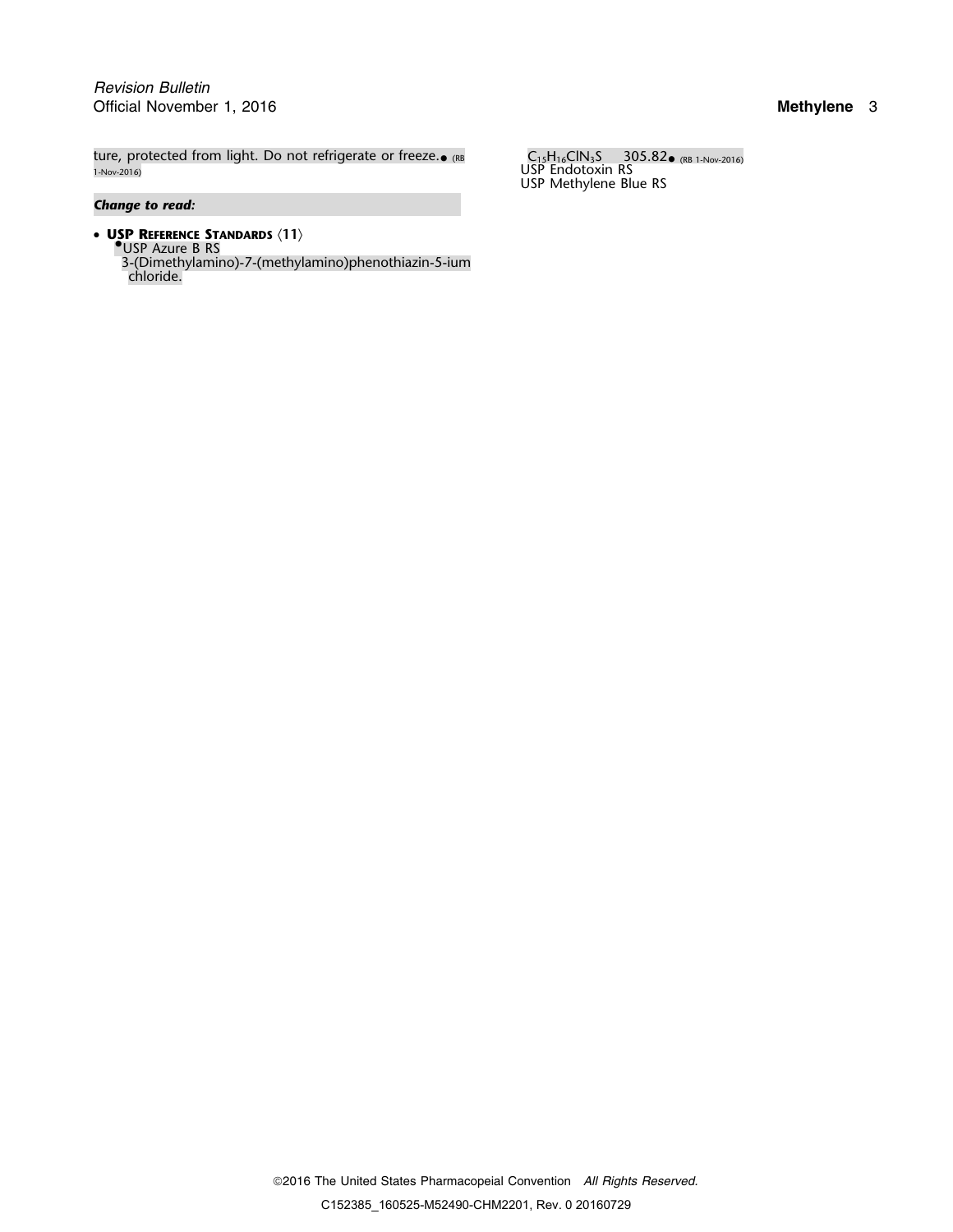ture, protected from light. Do not refrigerate or freeze.● (RB 1-Nov-2016)

***Change to read:***

- **USP Reference Standards** 〈11〉
  - ●USP Azure B RS
    3-(Dimethylamino)-7-(methylamino)phenothiazin-5-ium chloride.
    $C_{15}H_{16}ClN_3S$ 305.82● (RB 1-Nov-2016)
  - USP Endotoxin RS
  - USP Methylene Blue RS